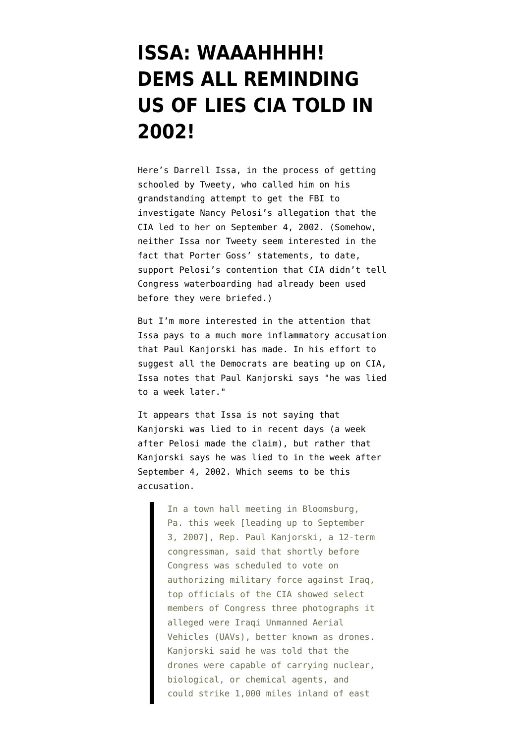# ISSA: WAAAHHHH! DEMS ALL REMINDING US OF LIES CIA TOLD IN 2002!

Here's Darrell Issa, in the process of getting schooled by Tweety, who called him on his grandstanding attempt to get the FBI to investigate Nancy Pelosi's allegation that the CIA led to her on September 4, 2002. (Somehow, neither Issa nor Tweety seem interested in the fact that Porter Goss' statements, to date, support Pelosi's contention that CIA didn't tell Congress waterboarding had already been used before they were briefed.)

But I'm more interested in the attention that Issa pays to a much more inflammatory accusation that Paul Kanjorski has made. In his effort to suggest all the Democrats are beating up on CIA, Issa notes that Paul Kanjorski says "he was lied to a week later."

It appears that Issa is not saying that Kanjorski was lied to in recent days (a week after Pelosi made the claim), but rather that Kanjorski says he was lied to in the week after September 4, 2002. Which seems to be this accusation.

> In a town hall meeting in Bloomsburg, Pa. this week [leading up to September 3, 2007], Rep. Paul Kanjorski, a 12-term congressman, said that shortly before Congress was scheduled to vote on authorizing military force against Iraq, top officials of the CIA showed select members of Congress three photographs it alleged were Iraqi Unmanned Aerial Vehicles (UAVs), better known as drones. Kanjorski said he was told that the drones were capable of carrying nuclear, biological, or chemical agents, and could strike 1,000 miles inland of east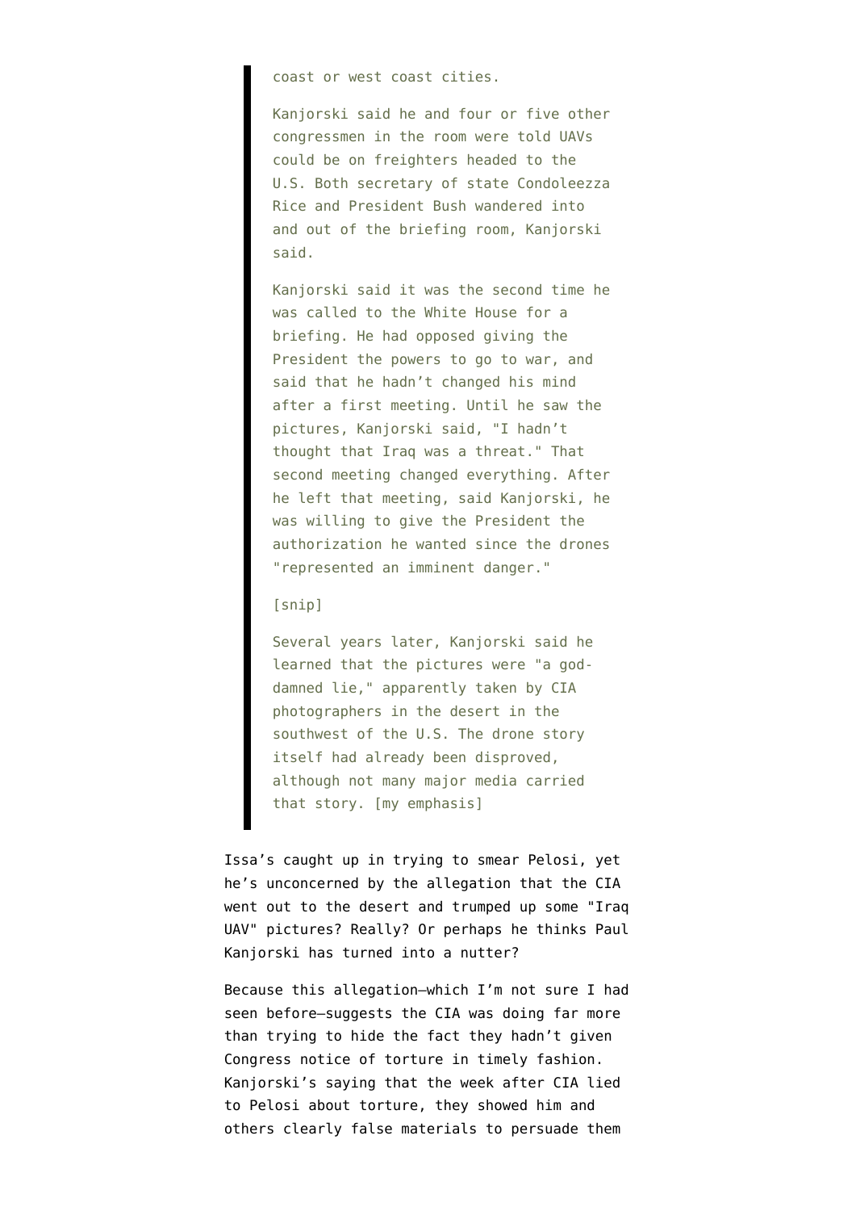> coast or west coast cities.
>
> Kanjorski said he and four or five other congressmen in the room were told UAVs could be on freighters headed to the U.S. Both secretary of state Condoleezza Rice and President Bush wandered into and out of the briefing room, Kanjorski said.
>
> Kanjorski said it was the second time he was called to the White House for a briefing. He had opposed giving the President the powers to go to war, and said that he hadn't changed his mind after a first meeting. Until he saw the pictures, Kanjorski said, "I hadn't thought that Iraq was a threat." That second meeting changed everything. After he left that meeting, said Kanjorski, he was willing to give the President the authorization he wanted since the drones "represented an imminent danger."
>
> [snip]
>
> Several years later, Kanjorski said he learned that the pictures were "a god-damned lie," apparently taken by CIA photographers in the desert in the southwest of the U.S. The drone story itself had already been disproved, although not many major media carried that story. [my emphasis]

Issa's caught up in trying to smear Pelosi, yet he's unconcerned by the allegation that the CIA went out to the desert and trumped up some "Iraq UAV" pictures? Really? Or perhaps he thinks Paul Kanjorski has turned into a nutter?

Because this allegation—which I'm not sure I had seen before—suggests the CIA was doing far more than trying to hide the fact they hadn't given Congress notice of torture in timely fashion. Kanjorski's saying that the week after CIA lied to Pelosi about torture, they showed him and others clearly false materials to persuade them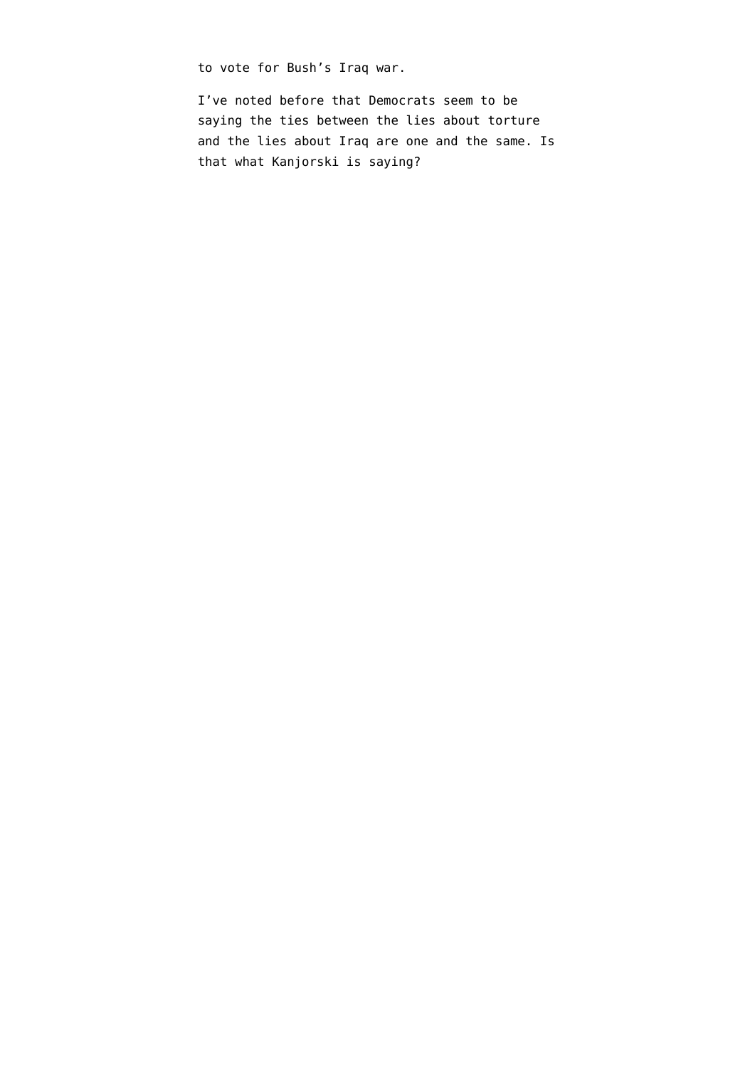to vote for Bush's Iraq war.

I've noted before that Democrats seem to be saying the ties between the lies about torture and the lies about Iraq are one and the same. Is that what Kanjorski is saying?